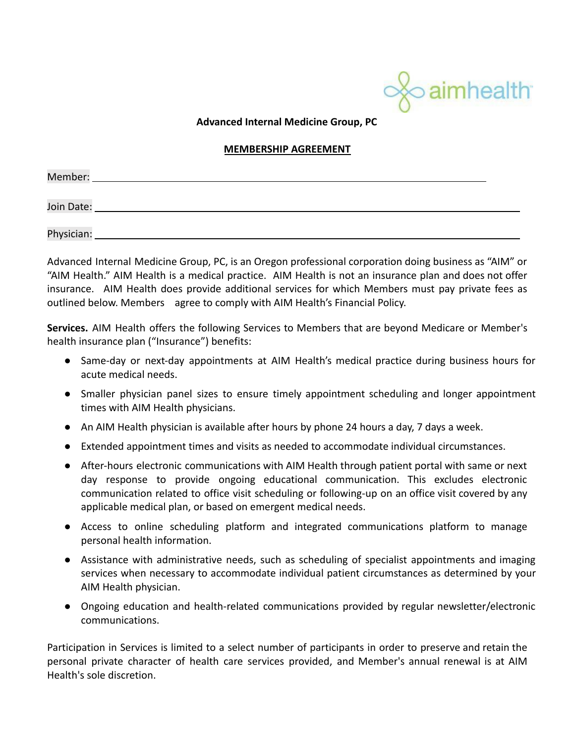**Advanced Internal Medicine Group, PC**

**MEMBERSHIP AGREEMENT**

Member: ______________________________________________

Join Date: ______________________________________________

Physician: ______________________________________________

Advanced Internal Medicine Group, PC, is an Oregon professional corporation doing business as "AIM" or "AIM Health." AIM Health is a medical practice. AIM Health is not an insurance plan and does not offer insurance. AIM Health does provide additional services for which Members must pay private fees as outlined below. Members agree to comply with AIM Health's Financial Policy.

**Services.** AIM Health offers the following Services to Members that are beyond Medicare or Member's health insurance plan ("Insurance") benefits:

- Same-day or next-day appointments at AIM Health's medical practice during business hours for acute medical needs.
- Smaller physician panel sizes to ensure timely appointment scheduling and longer appointment times with AIM Health physicians.
- An AIM Health physician is available after hours by phone 24 hours a day, 7 days a week.
- Extended appointment times and visits as needed to accommodate individual circumstances.
- After-hours electronic communications with AIM Health through patient portal with same or next day response to provide ongoing educational communication. This excludes electronic communication related to office visit scheduling or following-up on an office visit covered by any applicable medical plan, or based on emergent medical needs.
- Access to online scheduling platform and integrated communications platform to manage personal health information.
- Assistance with administrative needs, such as scheduling of specialist appointments and imaging services when necessary to accommodate individual patient circumstances as determined by your AIM Health physician.
- Ongoing education and health-related communications provided by regular newsletter/electronic communications.

Participation in Services is limited to a select number of participants in order to preserve and retain the personal private character of health care services provided, and Member's annual renewal is at AIM Health's sole discretion.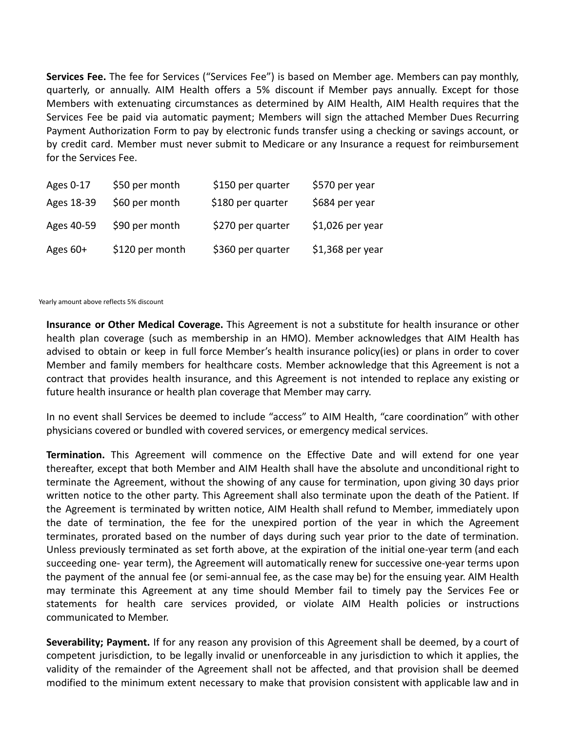**Services Fee.** The fee for Services ("Services Fee") is based on Member age. Members can pay monthly, quarterly, or annually. AIM Health offers a 5% discount if Member pays annually. Except for those Members with extenuating circumstances as determined by AIM Health, AIM Health requires that the Services Fee be paid via automatic payment; Members will sign the attached Member Dues Recurring Payment Authorization Form to pay by electronic funds transfer using a checking or savings account, or by credit card. Member must never submit to Medicare or any Insurance a request for reimbursement for the Services Fee.

| | | | |
|---|---|---|---|
| Ages 0-17 | $50 per month | $150 per quarter | $570 per year |
| Ages 18-39 | $60 per month | $180 per quarter | $684 per year |
| Ages 40-59 | $90 per month | $270 per quarter | $1,026 per year |
| Ages 60+ | $120 per month | $360 per quarter | $1,368 per year |

Yearly amount above reflects 5% discount

**Insurance or Other Medical Coverage.** This Agreement is not a substitute for health insurance or other health plan coverage (such as membership in an HMO). Member acknowledges that AIM Health has advised to obtain or keep in full force Member's health insurance policy(ies) or plans in order to cover Member and family members for healthcare costs. Member acknowledge that this Agreement is not a contract that provides health insurance, and this Agreement is not intended to replace any existing or future health insurance or health plan coverage that Member may carry.

In no event shall Services be deemed to include "access" to AIM Health, "care coordination" with other physicians covered or bundled with covered services, or emergency medical services.

**Termination.** This Agreement will commence on the Effective Date and will extend for one year thereafter, except that both Member and AIM Health shall have the absolute and unconditional right to terminate the Agreement, without the showing of any cause for termination, upon giving 30 days prior written notice to the other party. This Agreement shall also terminate upon the death of the Patient. If the Agreement is terminated by written notice, AIM Health shall refund to Member, immediately upon the date of termination, the fee for the unexpired portion of the year in which the Agreement terminates, prorated based on the number of days during such year prior to the date of termination. Unless previously terminated as set forth above, at the expiration of the initial one-year term (and each succeeding one- year term), the Agreement will automatically renew for successive one-year terms upon the payment of the annual fee (or semi-annual fee, as the case may be) for the ensuing year. AIM Health may terminate this Agreement at any time should Member fail to timely pay the Services Fee or statements for health care services provided, or violate AIM Health policies or instructions communicated to Member.

**Severability; Payment.** If for any reason any provision of this Agreement shall be deemed, by a court of competent jurisdiction, to be legally invalid or unenforceable in any jurisdiction to which it applies, the validity of the remainder of the Agreement shall not be affected, and that provision shall be deemed modified to the minimum extent necessary to make that provision consistent with applicable law and in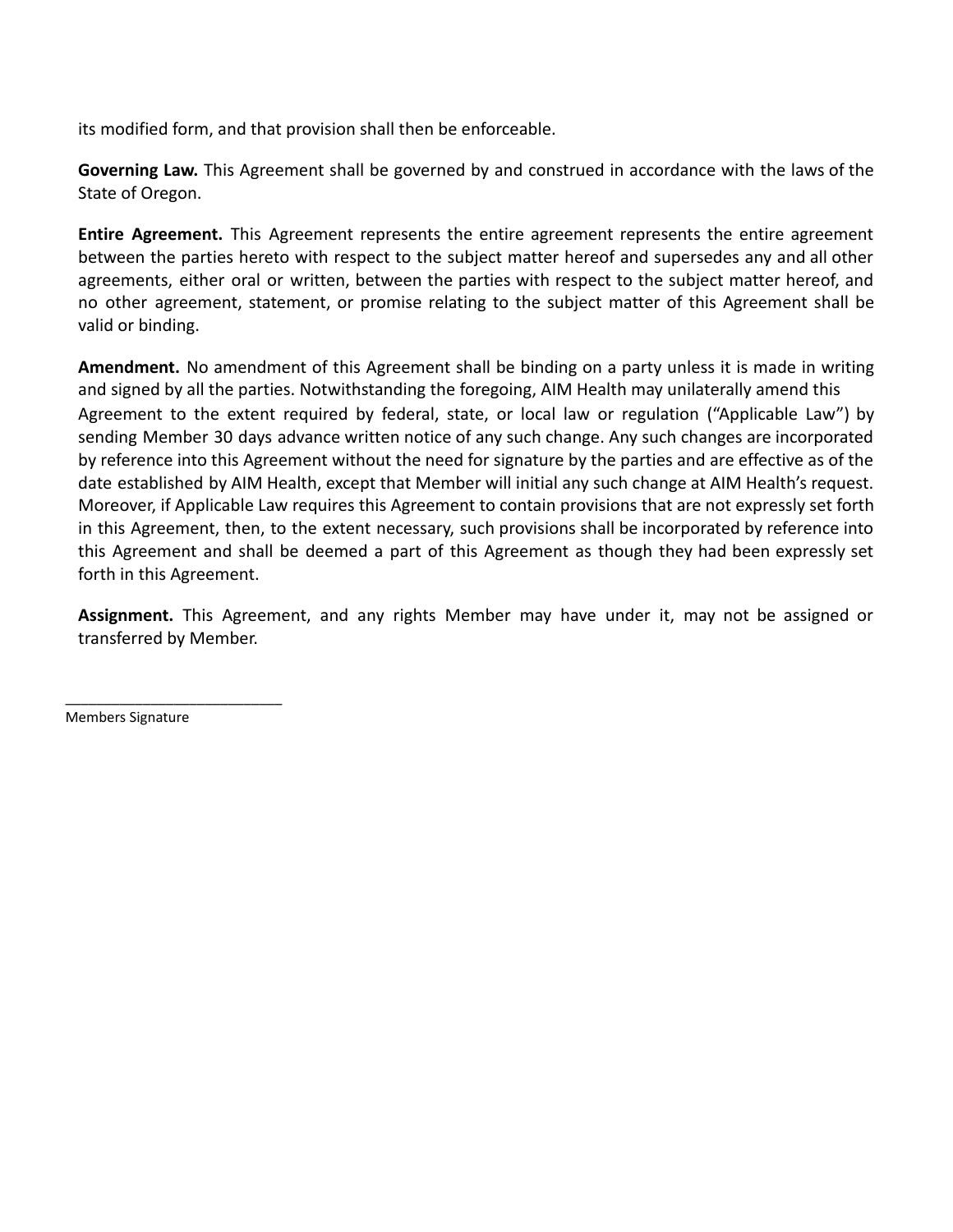its modified form, and that provision shall then be enforceable.

**Governing Law.** This Agreement shall be governed by and construed in accordance with the laws of the State of Oregon.

**Entire Agreement.** This Agreement represents the entire agreement represents the entire agreement between the parties hereto with respect to the subject matter hereof and supersedes any and all other agreements, either oral or written, between the parties with respect to the subject matter hereof, and no other agreement, statement, or promise relating to the subject matter of this Agreement shall be valid or binding.

**Amendment.** No amendment of this Agreement shall be binding on a party unless it is made in writing and signed by all the parties. Notwithstanding the foregoing, AIM Health may unilaterally amend this Agreement to the extent required by federal, state, or local law or regulation ("Applicable Law") by sending Member 30 days advance written notice of any such change. Any such changes are incorporated by reference into this Agreement without the need for signature by the parties and are effective as of the date established by AIM Health, except that Member will initial any such change at AIM Health's request. Moreover, if Applicable Law requires this Agreement to contain provisions that are not expressly set forth in this Agreement, then, to the extent necessary, such provisions shall be incorporated by reference into this Agreement and shall be deemed a part of this Agreement as though they had been expressly set forth in this Agreement.

**Assignment.** This Agreement, and any rights Member may have under it, may not be assigned or transferred by Member.

\_\_\_\_\_\_\_\_\_\_\_\_\_\_\_\_\_\_\_\_\_\_\_\_\_\_

Members Signature